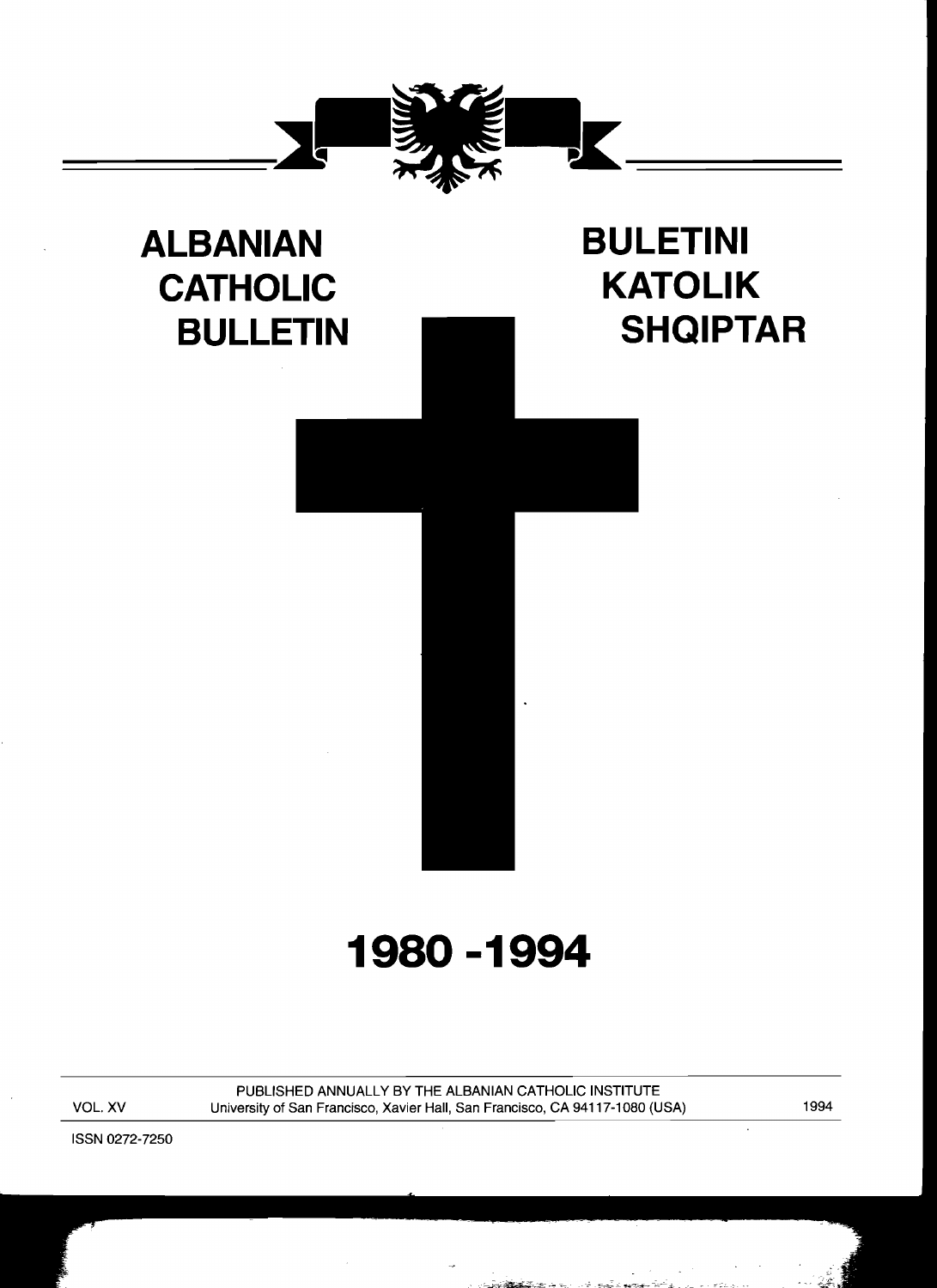# ALBANIAN CATHOLIC BULLETIN

# BULETINI KATOLIK SHQIPTAR

## 1980 - 1994

PUBLISHED ANNUALLY BY THE ALBANIAN CATHOLIC INSTITUTE

VOL. XV — University of San Francisco, Xavier Hall, San Francisco, CA 94117-1080 (USA) — 1994

ISSN 0272-7250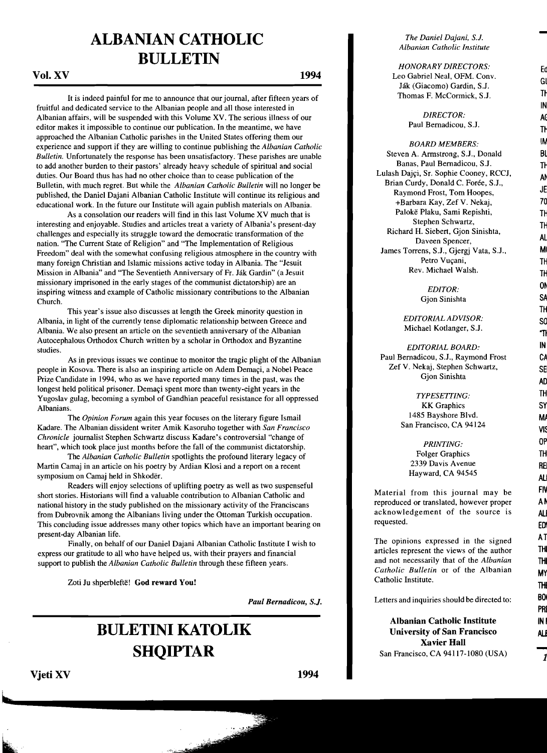# ALBANIAN CATHOLIC BULLETIN

**Vol. XV** **1994**

It is indeed painful for me to announce that our journal, after fifteen years of fruitful and dedicated service to the Albanian people and all those interested in Albanian affairs, will be suspended with this Volume XV. The serious illness of our editor makes it impossible to continue our publication. In the meantime, we have approached the Albanian Catholic parishes in the United States offering them our experience and support if they are willing to continue publishing the *Albanian Catholic Bulletin*. Unfortunately the response has been unsatisfactory. These parishes are unable to add another burden to their pastors' already heavy schedule of spiritual and social duties. Our Board thus has had no other choice than to cease publication of the Bulletin, with much regret. But while the *Albanian Catholic Bulletin* will no longer be published, the Daniel Dajani Albanian Catholic Institute will continue its religious and educational work. In the future our Institute will again publish materials on Albania.

As a consolation our readers will find in this last Volume XV much that is interesting and enjoyable. Studies and articles treat a variety of Albania's present-day challenges and especially its struggle toward the democratic transformation of the nation. "The Current State of Religion" and "The Implementation of Religious Freedom" deal with the somewhat confusing religious atmosphere in the country with many foreign Christian and Islamic missions active today in Albania. The "Jesuit Mission in Albania" and "The Seventieth Anniversary of Fr. Ják Gardin" (a Jesuit missionary imprisoned in the early stages of the communist dictatorship) are an inspiring witness and example of Catholic missionary contributions to the Albanian Church.

This year's issue also discusses at length the Greek minority question in Albania, in light of the currently tense diplomatic relationship between Greece and Albania. We also present an article on the seventieth anniversary of the Albanian Autocephalous Orthodox Church written by a scholar in Orthodox and Byzantine studies.

As in previous issues we continue to monitor the tragic plight of the Albanian people in Kosova. There is also an inspiring article on Adem Demaçi, a Nobel Peace Prize Candidate in 1994, who as we have reported many times in the past, was the longest held political prisoner. Demaçi spent more than twenty-eight years in the Yugoslav gulag, becoming a symbol of Gandhian peaceful resistance for all oppressed Albanians.

The *Opinion Forum* again this year focuses on the literary figure Ismail Kadare. The Albanian dissident writer Amik Kasoruho together with *San Francisco Chronicle* journalist Stephen Schwartz discuss Kadare's controversial "change of heart", which took place just months before the fall of the communist dictatorship.

The *Albanian Catholic Bulletin* spotlights the profound literary legacy of Martin Camaj in an article on his poetry by Ardian Klosi and a report on a recent symposium on Camaj held in Shkodër.

Readers will enjoy selections of uplifting poetry as well as two suspenseful short stories. Historians will find a valuable contribution to Albanian Catholic and national history in the study published on the missionary activity of the Franciscans from Dubrovnik among the Albanians living under the Ottoman Turkish occupation. This concluding issue addresses many other topics which have an important bearing on present-day Albanian life.

Finally, on behalf of our Daniel Dajani Albanian Catholic Institute I wish to express our gratitude to all who have helped us, with their prayers and financial support to publish the *Albanian Catholic Bulletin* through these fifteen years.

Zoti Ju shperbleftë! **God reward You!**

***Paul Bernadicou, S.J.***

# BULETINI KATOLIK SHQIPTAR

**Vjeti XV** **1994**

*The Daniel Dajani, S.J.*
*Albanian Catholic Institute*

*HONORARY DIRECTORS:*
Leo Gabriel Neal, OFM. Conv.
Ják (Giacomo) Gardin, S.J.
Thomas F. McCormick, S.J.

*DIRECTOR:*
Paul Bernadicou, S.J.

*BOARD MEMBERS:*
Steven A. Armstrong, S.J., Donald Banas, Paul Bernadicou, S.J.
Lulash Dajçi, Sr. Sophie Cooney, RCCJ, Brian Curdy, Donald C. Forée, S.J., Raymond Frost, Tom Hoopes, +Barbara Kay, Zef V. Nekaj, Palokë Plaku, Sami Repishti, Stephen Schwartz, Richard H. Siebert, Gjon Sinishta, Daveen Spencer, James Torrens, S.J., Gjergj Vata, S.J., Petro Vuçani, Rev. Michael Walsh.

*EDITOR:*
Gjon Sinishta

*EDITORIAL ADVISOR:*
Michael Kotlanger, S.J.

*EDITORIAL BOARD:*
Paul Bernadicou, S.J., Raymond Frost
Zef V. Nekaj, Stephen Schwartz, Gjon Sinishta

*TYPESETTING:*
KK Graphics
1485 Bayshore Blvd.
San Francisco, CA 94124

*PRINTING:*
Folger Graphics
2339 Davis Avenue
Hayward, CA 94545

Material from this journal may be reproduced or translated, however proper acknowledgement of the source is requested.

The opinions expressed in the signed articles represent the views of the author and not necessarily that of the *Albanian Catholic Bulletin* or of the Albanian Catholic Institute.

Letters and inquiries should be directed to:

**Albanian Catholic Institute**
**University of San Francisco**
**Xavier Hall**
San Francisco, CA 94117-1080 (USA)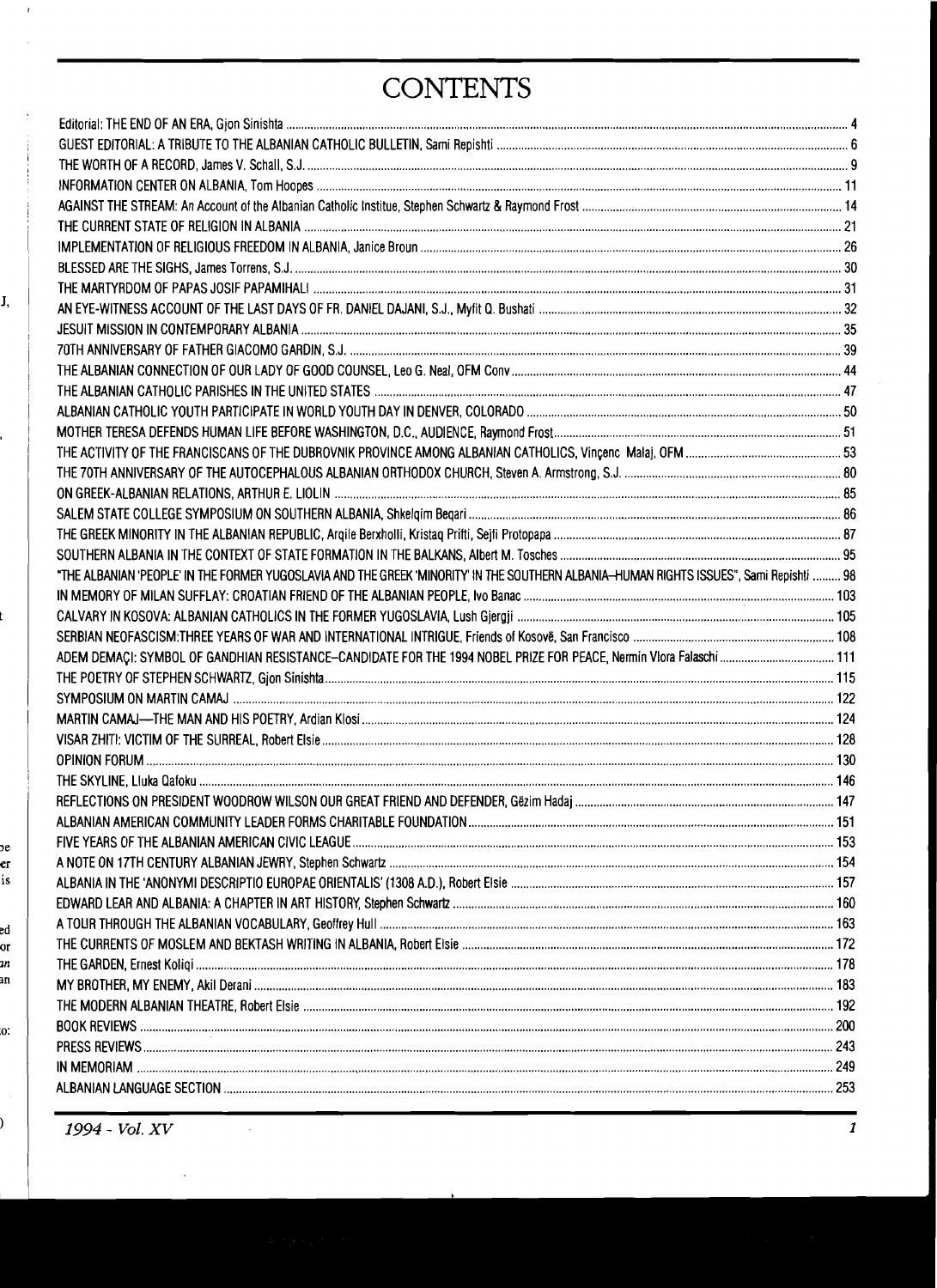# CONTENTS

| | |
|---|---|
| Editorial: THE END OF AN ERA, Gjon Sinishta | 4 |
| GUEST EDITORIAL: A TRIBUTE TO THE ALBANIAN CATHOLIC BULLETIN, Sami Repishti | 6 |
| THE WORTH OF A RECORD, James V. Schall, S.J. | 9 |
| INFORMATION CENTER ON ALBANIA, Tom Hoopes | 11 |
| AGAINST THE STREAM: An Account of the Albanian Catholic Institue, Stephen Schwartz & Raymond Frost | 14 |
| THE CURRENT STATE OF RELIGION IN ALBANIA | 21 |
| IMPLEMENTATION OF RELIGIOUS FREEDOM IN ALBANIA, Janice Broun | 26 |
| BLESSED ARE THE SIGHS, James Torrens, S.J. | 30 |
| THE MARTYRDOM OF PAPAS JOSIF PAPAMIHALI | 31 |
| AN EYE-WITNESS ACCOUNT OF THE LAST DAYS OF FR. DANIEL DAJANI, S.J., Myfit Q. Bushati | 32 |
| JESUIT MISSION IN CONTEMPORARY ALBANIA | 35 |
| 70TH ANNIVERSARY OF FATHER GIACOMO GARDIN, S.J. | 39 |
| THE ALBANIAN CONNECTION OF OUR LADY OF GOOD COUNSEL, Leo G. Neal, OFM Conv | 44 |
| THE ALBANIAN CATHOLIC PARISHES IN THE UNITED STATES | 47 |
| ALBANIAN CATHOLIC YOUTH PARTICIPATE IN WORLD YOUTH DAY IN DENVER, COLORADO | 50 |
| MOTHER TERESA DEFENDS HUMAN LIFE BEFORE WASHINGTON, D.C., AUDIENCE, Raymond Frost | 51 |
| THE ACTIVITY OF THE FRANCISCANS OF THE DUBROVNIK PROVINCE AMONG ALBANIAN CATHOLICS, Vinçenc Malaj, OFM | 53 |
| THE 70TH ANNIVERSARY OF THE AUTOCEPHALOUS ALBANIAN ORTHODOX CHURCH, Steven A. Armstrong, S.J. | 80 |
| ON GREEK-ALBANIAN RELATIONS, ARTHUR E. LIOLIN | 85 |
| SALEM STATE COLLEGE SYMPOSIUM ON SOUTHERN ALBANIA, Shkelqim Beqari | 86 |
| THE GREEK MINORITY IN THE ALBANIAN REPUBLIC, Arqile Berxholli, Kristaq Prifti, Sejfi Protopapa | 87 |
| SOUTHERN ALBANIA IN THE CONTEXT OF STATE FORMATION IN THE BALKANS, Albert M. Tosches | 95 |
| "THE ALBANIAN 'PEOPLE' IN THE FORMER YUGOSLAVIA AND THE GREEK 'MINORITY' IN THE SOUTHERN ALBANIA–HUMAN RIGHTS ISSUES", Sami Repishti | 98 |
| IN MEMORY OF MILAN SUFFLAY: CROATIAN FRIEND OF THE ALBANIAN PEOPLE, Ivo Banac | 103 |
| CALVARY IN KOSOVA: ALBANIAN CATHOLICS IN THE FORMER YUGOSLAVIA, Lush Gjergji | 105 |
| SERBIAN NEOFASCISM:THREE YEARS OF WAR AND INTERNATIONAL INTRIGUE, Friends of Kosovë, San Francisco | 108 |
| ADEM DEMAÇI: SYMBOL OF GANDHIAN RESISTANCE–CANDIDATE FOR THE 1994 NOBEL PRIZE FOR PEACE, Nermin Vlora Falaschi | 111 |
| THE POETRY OF STEPHEN SCHWARTZ, Gjon Sinishta | 115 |
| SYMPOSIUM ON MARTIN CAMAJ | 122 |
| MARTIN CAMAJ—THE MAN AND HIS POETRY, Ardian Klosi | 124 |
| VISAR ZHITI: VICTIM OF THE SURREAL, Robert Elsie | 128 |
| OPINION FORUM | 130 |
| THE SKYLINE, Lluka Qafoku | 146 |
| REFLECTIONS ON PRESIDENT WOODROW WILSON OUR GREAT FRIEND AND DEFENDER, Gëzim Hadaj | 147 |
| ALBANIAN AMERICAN COMMUNITY LEADER FORMS CHARITABLE FOUNDATION | 151 |
| FIVE YEARS OF THE ALBANIAN AMERICAN CIVIC LEAGUE | 153 |
| A NOTE ON 17TH CENTURY ALBANIAN JEWRY, Stephen Schwartz | 154 |
| ALBANIA IN THE 'ANONYMI DESCRIPTIO EUROPAE ORIENTALIS' (1308 A.D.), Robert Elsie | 157 |
| EDWARD LEAR AND ALBANIA: A CHAPTER IN ART HISTORY, Stephen Schwartz | 160 |
| A TOUR THROUGH THE ALBANIAN VOCABULARY, Geoffrey Hull | 163 |
| THE CURRENTS OF MOSLEM AND BEKTASH WRITING IN ALBANIA, Robert Elsie | 172 |
| THE GARDEN, Ernest Koliqi | 178 |
| MY BROTHER, MY ENEMY, Akil Derani | 183 |
| THE MODERN ALBANIAN THEATRE, Robert Elsie | 192 |
| BOOK REVIEWS | 200 |
| PRESS REVIEWS | 243 |
| IN MEMORIAM | 249 |
| ALBANIAN LANGUAGE SECTION | 253 |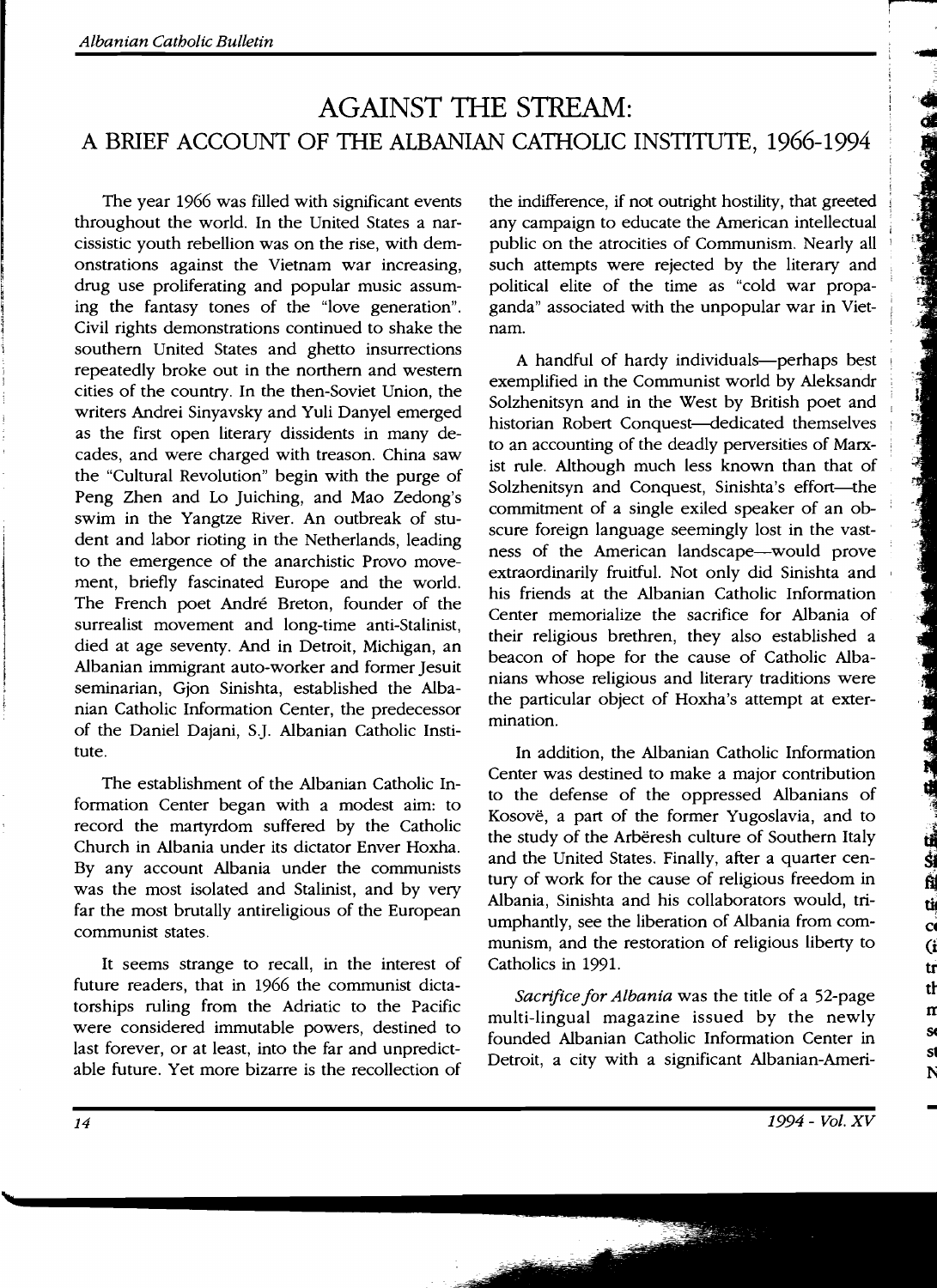# AGAINST THE STREAM:
## A BRIEF ACCOUNT OF THE ALBANIAN CATHOLIC INSTITUTE, 1966-1994

The year 1966 was filled with significant events throughout the world. In the United States a narcissistic youth rebellion was on the rise, with demonstrations against the Vietnam war increasing, drug use proliferating and popular music assuming the fantasy tones of the "love generation". Civil rights demonstrations continued to shake the southern United States and ghetto insurrections repeatedly broke out in the northern and western cities of the country. In the then-Soviet Union, the writers Andrei Sinyavsky and Yuli Danyel emerged as the first open literary dissidents in many decades, and were charged with treason. China saw the "Cultural Revolution" begin with the purge of Peng Zhen and Lo Juiching, and Mao Zedong's swim in the Yangtze River. An outbreak of student and labor rioting in the Netherlands, leading to the emergence of the anarchistic Provo movement, briefly fascinated Europe and the world. The French poet André Breton, founder of the surrealist movement and long-time anti-Stalinist, died at age seventy. And in Detroit, Michigan, an Albanian immigrant auto-worker and former Jesuit seminarian, Gjon Sinishta, established the Albanian Catholic Information Center, the predecessor of the Daniel Dajani, S.J. Albanian Catholic Institute.

The establishment of the Albanian Catholic Information Center began with a modest aim: to record the martyrdom suffered by the Catholic Church in Albania under its dictator Enver Hoxha. By any account Albania under the communists was the most isolated and Stalinist, and by very far the most brutally antireligious of the European communist states.

It seems strange to recall, in the interest of future readers, that in 1966 the communist dictatorships ruling from the Adriatic to the Pacific were considered immutable powers, destined to last forever, or at least, into the far and unpredictable future. Yet more bizarre is the recollection of the indifference, if not outright hostility, that greeted any campaign to educate the American intellectual public on the atrocities of Communism. Nearly all such attempts were rejected by the literary and political elite of the time as "cold war propaganda" associated with the unpopular war in Vietnam.

A handful of hardy individuals—perhaps best exemplified in the Communist world by Aleksandr Solzhenitsyn and in the West by British poet and historian Robert Conquest—dedicated themselves to an accounting of the deadly perversities of Marxist rule. Although much less known than that of Solzhenitsyn and Conquest, Sinishta's effort—the commitment of a single exiled speaker of an obscure foreign language seemingly lost in the vastness of the American landscape—would prove extraordinarily fruitful. Not only did Sinishta and his friends at the Albanian Catholic Information Center memorialize the sacrifice for Albania of their religious brethren, they also established a beacon of hope for the cause of Catholic Albanians whose religious and literary traditions were the particular object of Hoxha's attempt at extermination.

In addition, the Albanian Catholic Information Center was destined to make a major contribution to the defense of the oppressed Albanians of Kosovë, a part of the former Yugoslavia, and to the study of the Arbëresh culture of Southern Italy and the United States. Finally, after a quarter century of work for the cause of religious freedom in Albania, Sinishta and his collaborators would, triumphantly, see the liberation of Albania from communism, and the restoration of religious liberty to Catholics in 1991.

*Sacrifice for Albania* was the title of a 52-page multi-lingual magazine issued by the newly founded Albanian Catholic Information Center in Detroit, a city with a significant Albanian-Ameri-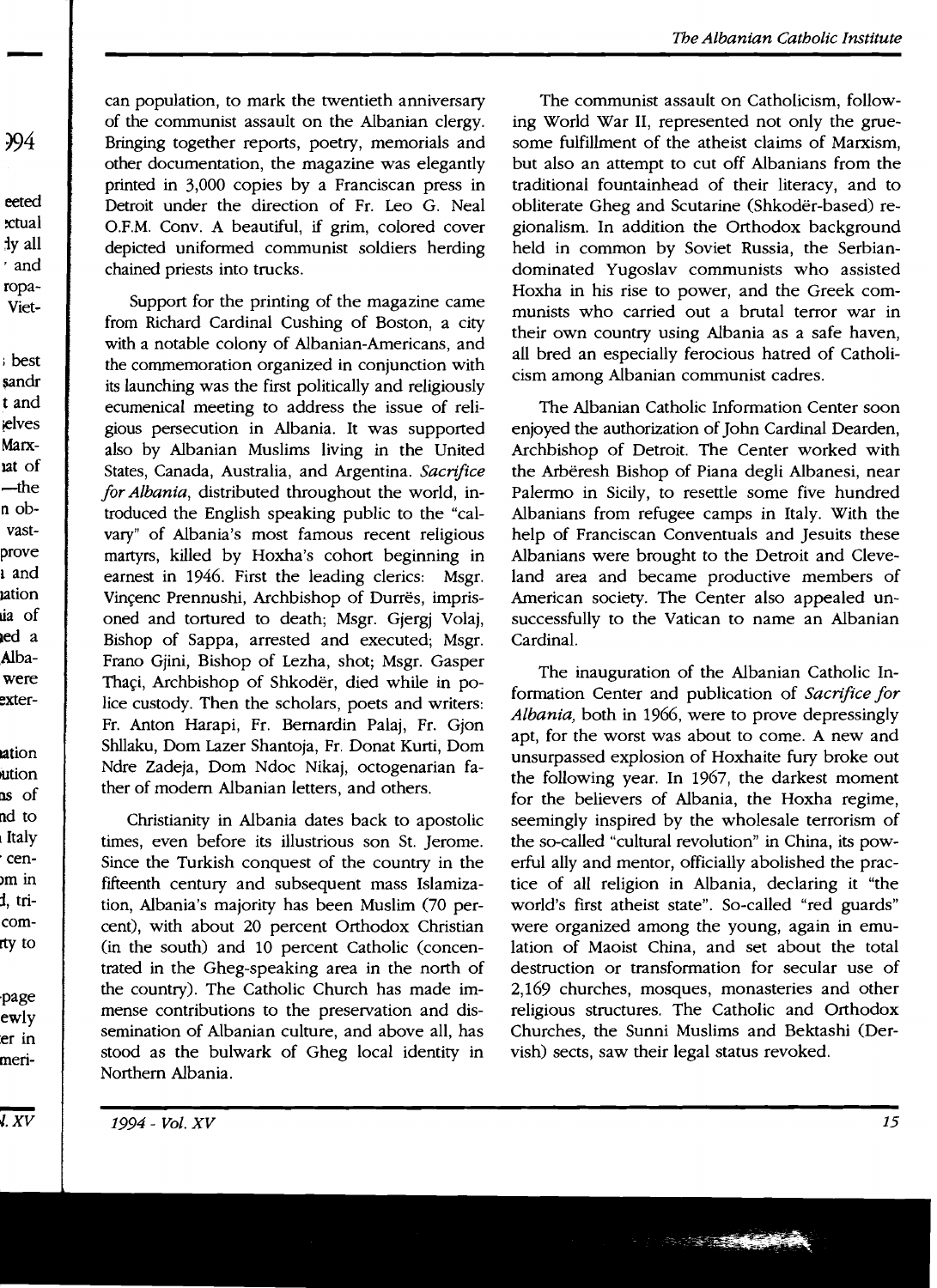can population, to mark the twentieth anniversary of the communist assault on the Albanian clergy. Bringing together reports, poetry, memorials and other documentation, the magazine was elegantly printed in 3,000 copies by a Franciscan press in Detroit under the direction of Fr. Leo G. Neal O.F.M. Conv. A beautiful, if grim, colored cover depicted uniformed communist soldiers herding chained priests into trucks.

Support for the printing of the magazine came from Richard Cardinal Cushing of Boston, a city with a notable colony of Albanian-Americans, and the commemoration organized in conjunction with its launching was the first politically and religiously ecumenical meeting to address the issue of religious persecution in Albania. It was supported also by Albanian Muslims living in the United States, Canada, Australia, and Argentina. *Sacrifice for Albania*, distributed throughout the world, introduced the English speaking public to the "calvary" of Albania's most famous recent religious martyrs, killed by Hoxha's cohort beginning in earnest in 1946. First the leading clerics: Msgr. Vinçenc Prennushi, Archbishop of Durrës, imprisoned and tortured to death; Msgr. Gjergj Volaj, Bishop of Sappa, arrested and executed; Msgr. Frano Gjini, Bishop of Lezha, shot; Msgr. Gasper Thaçi, Archbishop of Shkodër, died while in police custody. Then the scholars, poets and writers: Fr. Anton Harapi, Fr. Bernardin Palaj, Fr. Gjon Shllaku, Dom Lazer Shantoja, Fr. Donat Kurti, Dom Ndre Zadeja, Dom Ndoc Nikaj, octogenarian father of modern Albanian letters, and others.

Christianity in Albania dates back to apostolic times, even before its illustrious son St. Jerome. Since the Turkish conquest of the country in the fifteenth century and subsequent mass Islamization, Albania's majority has been Muslim (70 percent), with about 20 percent Orthodox Christian (in the south) and 10 percent Catholic (concentrated in the Gheg-speaking area in the north of the country). The Catholic Church has made immense contributions to the preservation and dissemination of Albanian culture, and above all, has stood as the bulwark of Gheg local identity in Northern Albania.

The communist assault on Catholicism, following World War II, represented not only the gruesome fulfillment of the atheist claims of Marxism, but also an attempt to cut off Albanians from the traditional fountainhead of their literacy, and to obliterate Gheg and Scutarine (Shkodër-based) regionalism. In addition the Orthodox background held in common by Soviet Russia, the Serbian-dominated Yugoslav communists who assisted Hoxha in his rise to power, and the Greek communists who carried out a brutal terror war in their own country using Albania as a safe haven, all bred an especially ferocious hatred of Catholicism among Albanian communist cadres.

The Albanian Catholic Information Center soon enjoyed the authorization of John Cardinal Dearden, Archbishop of Detroit. The Center worked with the Arbëresh Bishop of Piana degli Albanesi, near Palermo in Sicily, to resettle some five hundred Albanians from refugee camps in Italy. With the help of Franciscan Conventuals and Jesuits these Albanians were brought to the Detroit and Cleveland area and became productive members of American society. The Center also appealed unsuccessfully to the Vatican to name an Albanian Cardinal.

The inauguration of the Albanian Catholic Information Center and publication of *Sacrifice for Albania,* both in 1966, were to prove depressingly apt, for the worst was about to come. A new and unsurpassed explosion of Hoxhaite fury broke out the following year. In 1967, the darkest moment for the believers of Albania, the Hoxha regime, seemingly inspired by the wholesale terrorism of the so-called "cultural revolution" in China, its powerful ally and mentor, officially abolished the practice of all religion in Albania, declaring it "the world's first atheist state". So-called "red guards" were organized among the young, again in emulation of Maoist China, and set about the total destruction or transformation for secular use of 2,169 churches, mosques, monasteries and other religious structures. The Catholic and Orthodox Churches, the Sunni Muslims and Bektashi (Dervish) sects, saw their legal status revoked.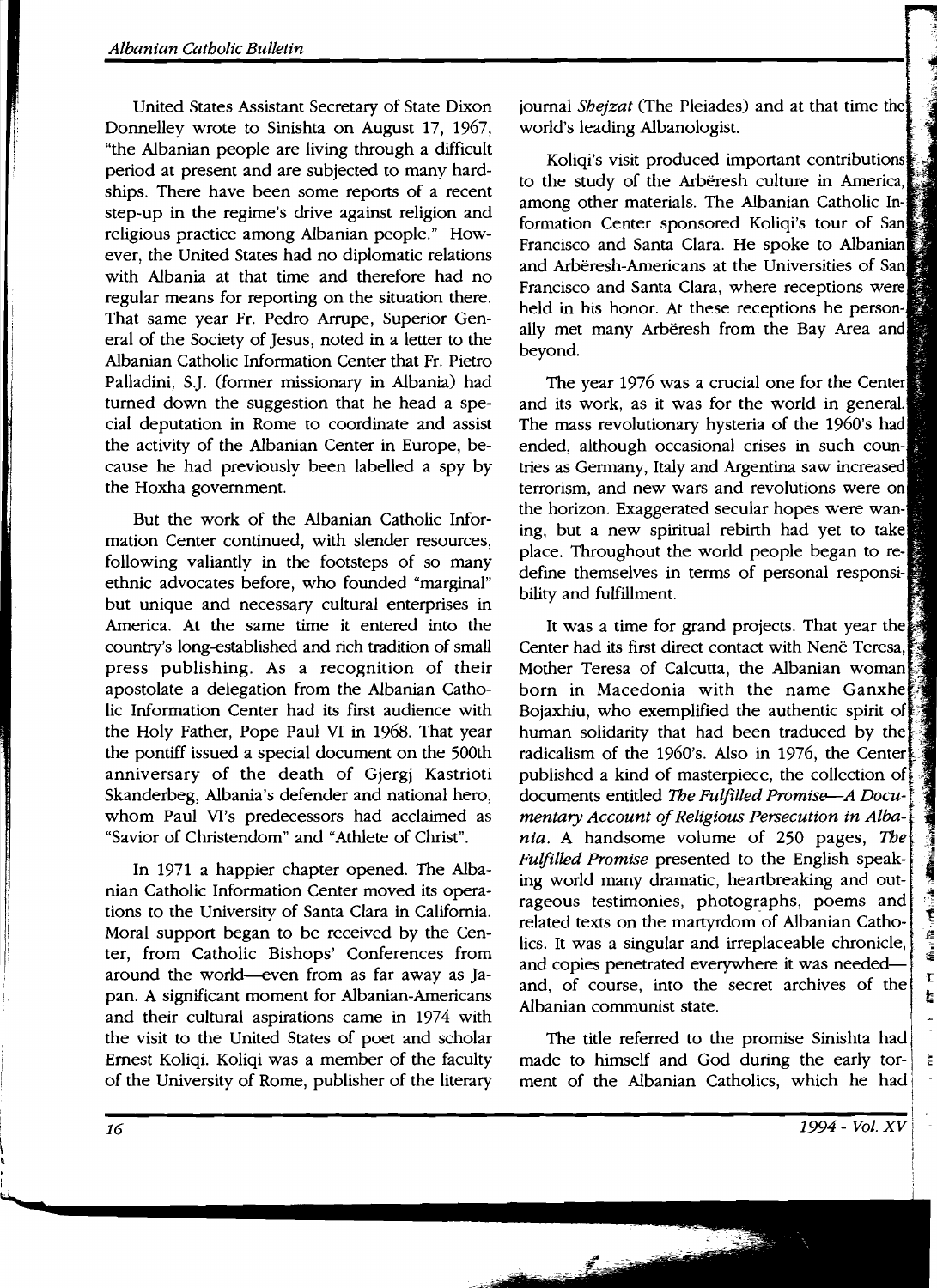United States Assistant Secretary of State Dixon Donnelley wrote to Sinishta on August 17, 1967, "the Albanian people are living through a difficult period at present and are subjected to many hardships. There have been some reports of a recent step-up in the regime's drive against religion and religious practice among Albanian people." However, the United States had no diplomatic relations with Albania at that time and therefore had no regular means for reporting on the situation there. That same year Fr. Pedro Arrupe, Superior General of the Society of Jesus, noted in a letter to the Albanian Catholic Information Center that Fr. Pietro Palladini, S.J. (former missionary in Albania) had turned down the suggestion that he head a special deputation in Rome to coordinate and assist the activity of the Albanian Center in Europe, because he had previously been labelled a spy by the Hoxha government.

But the work of the Albanian Catholic Information Center continued, with slender resources, following valiantly in the footsteps of so many ethnic advocates before, who founded "marginal" but unique and necessary cultural enterprises in America. At the same time it entered into the country's long-established and rich tradition of small press publishing. As a recognition of their apostolate a delegation from the Albanian Catholic Information Center had its first audience with the Holy Father, Pope Paul VI in 1968. That year the pontiff issued a special document on the 500th anniversary of the death of Gjergj Kastrioti Skanderbeg, Albania's defender and national hero, whom Paul VI's predecessors had acclaimed as "Savior of Christendom" and "Athlete of Christ".

In 1971 a happier chapter opened. The Albanian Catholic Information Center moved its operations to the University of Santa Clara in California. Moral support began to be received by the Center, from Catholic Bishops' Conferences from around the world—even from as far away as Japan. A significant moment for Albanian-Americans and their cultural aspirations came in 1974 with the visit to the United States of poet and scholar Ernest Koliqi. Koliqi was a member of the faculty of the University of Rome, publisher of the literary journal *Shejzat* (The Pleiades) and at that time the world's leading Albanologist.

Koliqi's visit produced important contributions to the study of the Arbëresh culture in America, among other materials. The Albanian Catholic Information Center sponsored Koliqi's tour of San Francisco and Santa Clara. He spoke to Albanian and Arbëresh-Americans at the Universities of San Francisco and Santa Clara, where receptions were held in his honor. At these receptions he personally met many Arbëresh from the Bay Area and beyond.

The year 1976 was a crucial one for the Center and its work, as it was for the world in general. The mass revolutionary hysteria of the 1960's had ended, although occasional crises in such countries as Germany, Italy and Argentina saw increased terrorism, and new wars and revolutions were on the horizon. Exaggerated secular hopes were waning, but a new spiritual rebirth had yet to take place. Throughout the world people began to redefine themselves in terms of personal responsibility and fulfillment.

It was a time for grand projects. That year the Center had its first direct contact with Nenë Teresa, Mother Teresa of Calcutta, the Albanian woman born in Macedonia with the name Ganxhe Bojaxhiu, who exemplified the authentic spirit of human solidarity that had been traduced by the radicalism of the 1960's. Also in 1976, the Center published a kind of masterpiece, the collection of documents entitled *The Fulfilled Promise—A Documentary Account of Religious Persecution in Albania*. A handsome volume of 250 pages, *The Fulfilled Promise* presented to the English speaking world many dramatic, heartbreaking and outrageous testimonies, photographs, poems and related texts on the martyrdom of Albanian Catholics. It was a singular and irreplaceable chronicle, and copies penetrated everywhere it was needed—and, of course, into the secret archives of the Albanian communist state.

The title referred to the promise Sinishta had made to himself and God during the early torment of the Albanian Catholics, which he had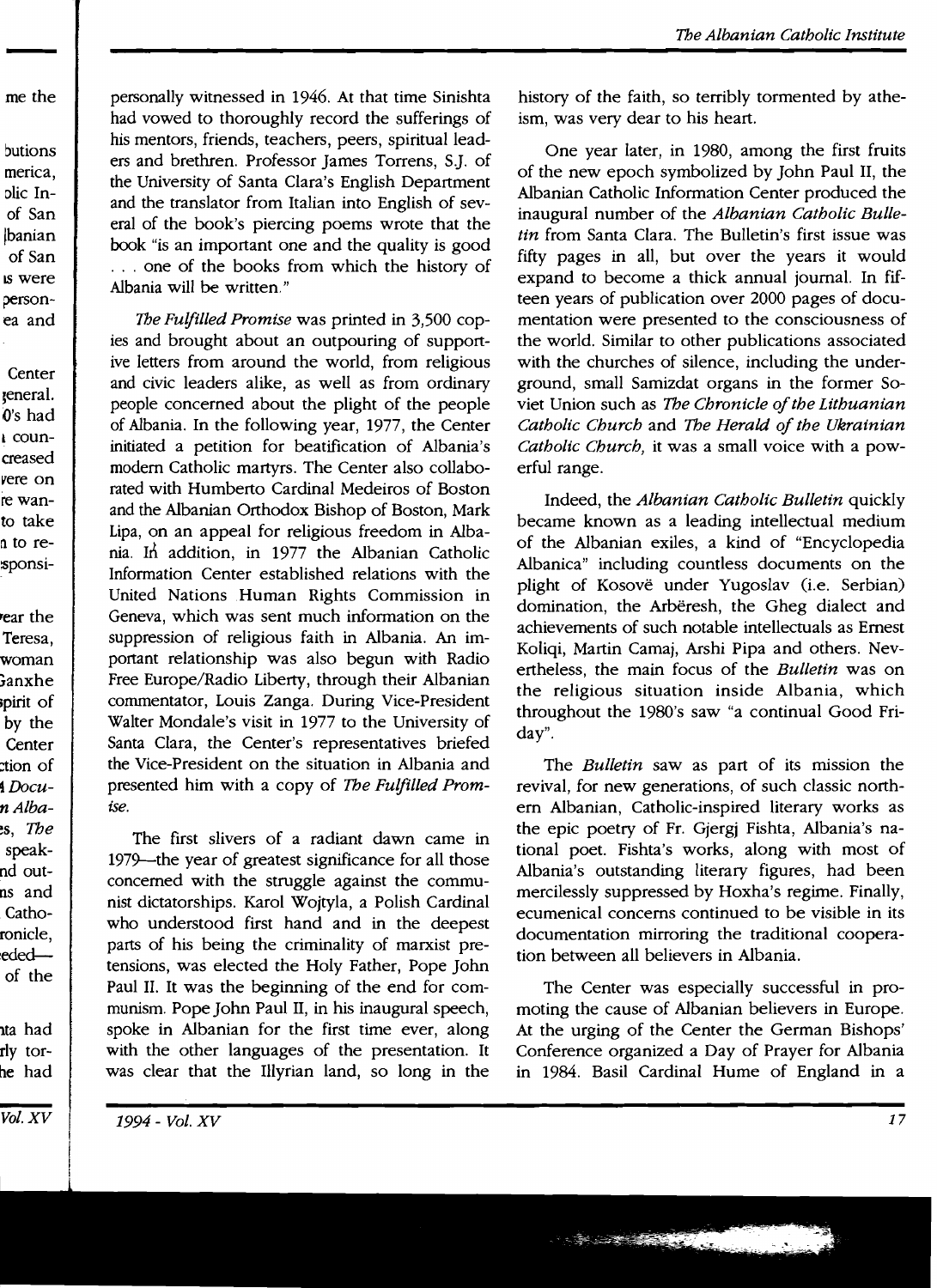personally witnessed in 1946. At that time Sinishta had vowed to thoroughly record the sufferings of his mentors, friends, teachers, peers, spiritual leaders and brethren. Professor James Torrens, S.J. of the University of Santa Clara's English Department and the translator from Italian into English of several of the book's piercing poems wrote that the book "is an important one and the quality is good . . . one of the books from which the history of Albania will be written."

*The Fulfilled Promise* was printed in 3,500 copies and brought about an outpouring of supportive letters from around the world, from religious and civic leaders alike, as well as from ordinary people concerned about the plight of the people of Albania. In the following year, 1977, the Center initiated a petition for beatification of Albania's modern Catholic martyrs. The Center also collaborated with Humberto Cardinal Medeiros of Boston and the Albanian Orthodox Bishop of Boston, Mark Lipa, on an appeal for religious freedom in Albania. In addition, in 1977 the Albanian Catholic Information Center established relations with the United Nations Human Rights Commission in Geneva, which was sent much information on the suppression of religious faith in Albania. An important relationship was also begun with Radio Free Europe/Radio Liberty, through their Albanian commentator, Louis Zanga. During Vice-President Walter Mondale's visit in 1977 to the University of Santa Clara, the Center's representatives briefed the Vice-President on the situation in Albania and presented him with a copy of *The Fulfilled Promise.*

The first slivers of a radiant dawn came in 1979—the year of greatest significance for all those concerned with the struggle against the communist dictatorships. Karol Wojtyla, a Polish Cardinal who understood first hand and in the deepest parts of his being the criminality of marxist pretensions, was elected the Holy Father, Pope John Paul II. It was the beginning of the end for communism. Pope John Paul II, in his inaugural speech, spoke in Albanian for the first time ever, along with the other languages of the presentation. It was clear that the Illyrian land, so long in the history of the faith, so terribly tormented by atheism, was very dear to his heart.

One year later, in 1980, among the first fruits of the new epoch symbolized by John Paul II, the Albanian Catholic Information Center produced the inaugural number of the *Albanian Catholic Bulletin* from Santa Clara. The Bulletin's first issue was fifty pages in all, but over the years it would expand to become a thick annual journal. In fifteen years of publication over 2000 pages of documentation were presented to the consciousness of the world. Similar to other publications associated with the churches of silence, including the underground, small Samizdat organs in the former Soviet Union such as *The Chronicle of the Lithuanian Catholic Church* and *The Herald of the Ukrainian Catholic Church,* it was a small voice with a powerful range.

Indeed, the *Albanian Catholic Bulletin* quickly became known as a leading intellectual medium of the Albanian exiles, a kind of "Encyclopedia Albanica" including countless documents on the plight of Kosovë under Yugoslav (i.e. Serbian) domination, the Arbëresh, the Gheg dialect and achievements of such notable intellectuals as Ernest Koliqi, Martin Camaj, Arshi Pipa and others. Nevertheless, the main focus of the *Bulletin* was on the religious situation inside Albania, which throughout the 1980's saw "a continual Good Friday".

The *Bulletin* saw as part of its mission the revival, for new generations, of such classic northern Albanian, Catholic-inspired literary works as the epic poetry of Fr. Gjergj Fishta, Albania's national poet. Fishta's works, along with most of Albania's outstanding literary figures, had been mercilessly suppressed by Hoxha's regime. Finally, ecumenical concerns continued to be visible in its documentation mirroring the traditional cooperation between all believers in Albania.

The Center was especially successful in promoting the cause of Albanian believers in Europe. At the urging of the Center the German Bishops' Conference organized a Day of Prayer for Albania in 1984. Basil Cardinal Hume of England in a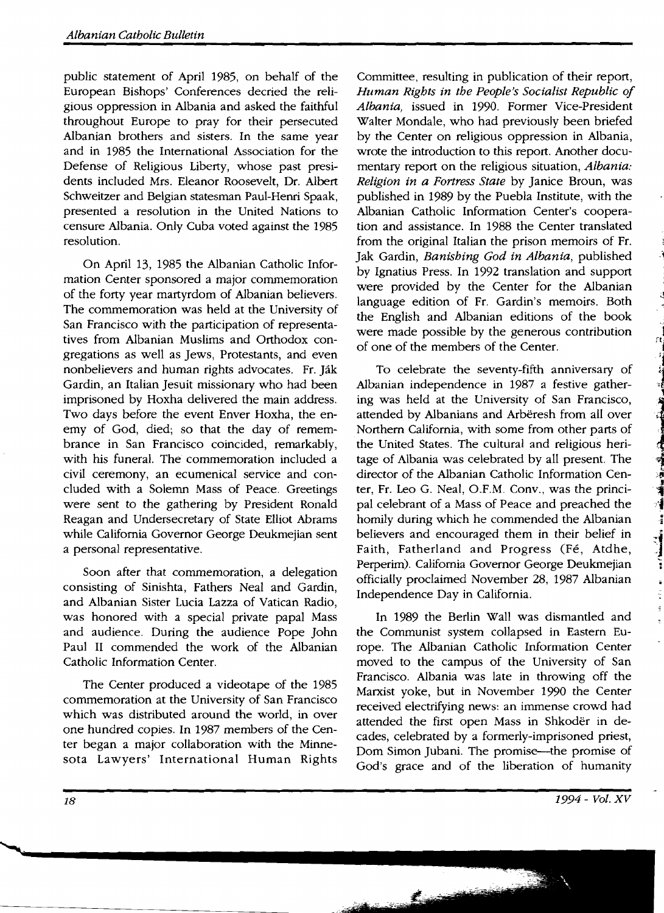public statement of April 1985, on behalf of the European Bishops' Conferences decried the religious oppression in Albania and asked the faithful throughout Europe to pray for their persecuted Albanian brothers and sisters. In the same year and in 1985 the International Association for the Defense of Religious Liberty, whose past presidents included Mrs. Eleanor Roosevelt, Dr. Albert Schweitzer and Belgian statesman Paul-Henri Spaak, presented a resolution in the United Nations to censure Albania. Only Cuba voted against the 1985 resolution.

On April 13, 1985 the Albanian Catholic Information Center sponsored a major commemoration of the forty year martyrdom of Albanian believers. The commemoration was held at the University of San Francisco with the participation of representatives from Albanian Muslims and Orthodox congregations as well as Jews, Protestants, and even nonbelievers and human rights advocates. Fr. Ják Gardin, an Italian Jesuit missionary who had been imprisoned by Hoxha delivered the main address. Two days before the event Enver Hoxha, the enemy of God, died; so that the day of remembrance in San Francisco coincided, remarkably, with his funeral. The commemoration included a civil ceremony, an ecumenical service and concluded with a Solemn Mass of Peace. Greetings were sent to the gathering by President Ronald Reagan and Undersecretary of State Elliot Abrams while California Governor George Deukmejian sent a personal representative.

Soon after that commemoration, a delegation consisting of Sinishta, Fathers Neal and Gardin, and Albanian Sister Lucia Lazza of Vatican Radio, was honored with a special private papal Mass and audience. During the audience Pope John Paul II commended the work of the Albanian Catholic Information Center.

The Center produced a videotape of the 1985 commemoration at the University of San Francisco which was distributed around the world, in over one hundred copies. In 1987 members of the Center began a major collaboration with the Minnesota Lawyers' International Human Rights Committee, resulting in publication of their report, *Human Rights in the People's Socialist Republic of Albania,* issued in 1990. Former Vice-President Walter Mondale, who had previously been briefed by the Center on religious oppression in Albania, wrote the introduction to this report. Another documentary report on the religious situation, *Albania: Religion in a Fortress State* by Janice Broun, was published in 1989 by the Puebla Institute, with the Albanian Catholic Information Center's cooperation and assistance. In 1988 the Center translated from the original Italian the prison memoirs of Fr. Jak Gardin, *Banishing God in Albania,* published by Ignatius Press. In 1992 translation and support were provided by the Center for the Albanian language edition of Fr. Gardin's memoirs. Both the English and Albanian editions of the book were made possible by the generous contribution of one of the members of the Center.

To celebrate the seventy-fifth anniversary of Albanian independence in 1987 a festive gathering was held at the University of San Francisco, attended by Albanians and Arbëresh from all over Northern California, with some from other parts of the United States. The cultural and religious heritage of Albania was celebrated by all present. The director of the Albanian Catholic Information Center, Fr. Leo G. Neal, O.F.M. Conv., was the principal celebrant of a Mass of Peace and preached the homily during which he commended the Albanian believers and encouraged them in their belief in Faith, Fatherland and Progress (Fé, Atdhe, Perperim). California Governor George Deukmejian officially proclaimed November 28, 1987 Albanian Independence Day in California.

In 1989 the Berlin Wall was dismantled and the Communist system collapsed in Eastern Europe. The Albanian Catholic Information Center moved to the campus of the University of San Francisco. Albania was late in throwing off the Marxist yoke, but in November 1990 the Center received electrifying news: an immense crowd had attended the first open Mass in Shkodër in decades, celebrated by a formerly-imprisoned priest, Dom Simon Jubani. The promise—the promise of God's grace and of the liberation of humanity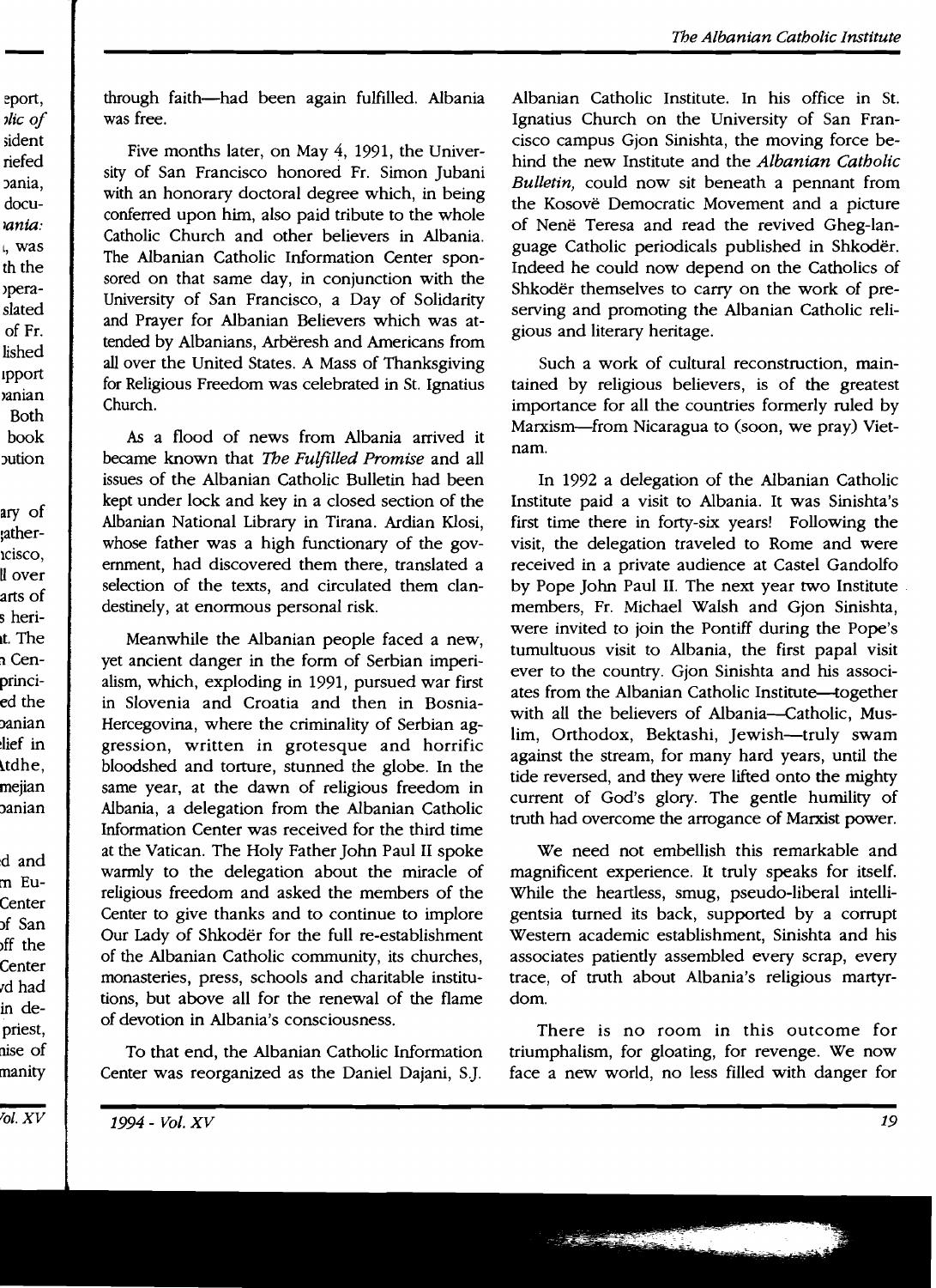through faith—had been again fulfilled. Albania was free.

Five months later, on May 4, 1991, the University of San Francisco honored Fr. Simon Jubani with an honorary doctoral degree which, in being conferred upon him, also paid tribute to the whole Catholic Church and other believers in Albania. The Albanian Catholic Information Center sponsored on that same day, in conjunction with the University of San Francisco, a Day of Solidarity and Prayer for Albanian Believers which was attended by Albanians, Arbëresh and Americans from all over the United States. A Mass of Thanksgiving for Religious Freedom was celebrated in St. Ignatius Church.

As a flood of news from Albania arrived it became known that *The Fulfilled Promise* and all issues of the Albanian Catholic Bulletin had been kept under lock and key in a closed section of the Albanian National Library in Tirana. Ardian Klosi, whose father was a high functionary of the government, had discovered them there, translated a selection of the texts, and circulated them clandestinely, at enormous personal risk.

Meanwhile the Albanian people faced a new, yet ancient danger in the form of Serbian imperialism, which, exploding in 1991, pursued war first in Slovenia and Croatia and then in Bosnia-Hercegovina, where the criminality of Serbian aggression, written in grotesque and horrific bloodshed and torture, stunned the globe. In the same year, at the dawn of religious freedom in Albania, a delegation from the Albanian Catholic Information Center was received for the third time at the Vatican. The Holy Father John Paul II spoke warmly to the delegation about the miracle of religious freedom and asked the members of the Center to give thanks and to continue to implore Our Lady of Shkodër for the full re-establishment of the Albanian Catholic community, its churches, monasteries, press, schools and charitable institutions, but above all for the renewal of the flame of devotion in Albania's consciousness.

To that end, the Albanian Catholic Information Center was reorganized as the Daniel Dajani, S.J. Albanian Catholic Institute. In his office in St. Ignatius Church on the University of San Francisco campus Gjon Sinishta, the moving force behind the new Institute and the *Albanian Catholic Bulletin,* could now sit beneath a pennant from the Kosovë Democratic Movement and a picture of Nenë Teresa and read the revived Gheg-language Catholic periodicals published in Shkodër. Indeed he could now depend on the Catholics of Shkodër themselves to carry on the work of preserving and promoting the Albanian Catholic religious and literary heritage.

Such a work of cultural reconstruction, maintained by religious believers, is of the greatest importance for all the countries formerly ruled by Marxism—from Nicaragua to (soon, we pray) Vietnam.

In 1992 a delegation of the Albanian Catholic Institute paid a visit to Albania. It was Sinishta's first time there in forty-six years! Following the visit, the delegation traveled to Rome and were received in a private audience at Castel Gandolfo by Pope John Paul II. The next year two Institute members, Fr. Michael Walsh and Gjon Sinishta, were invited to join the Pontiff during the Pope's tumultuous visit to Albania, the first papal visit ever to the country. Gjon Sinishta and his associates from the Albanian Catholic Institute—together with all the believers of Albania—Catholic, Muslim, Orthodox, Bektashi, Jewish—truly swam against the stream, for many hard years, until the tide reversed, and they were lifted onto the mighty current of God's glory. The gentle humility of truth had overcome the arrogance of Marxist power.

We need not embellish this remarkable and magnificent experience. It truly speaks for itself. While the heartless, smug, pseudo-liberal intelligentsia turned its back, supported by a corrupt Western academic establishment, Sinishta and his associates patiently assembled every scrap, every trace, of truth about Albania's religious martyrdom.

There is no room in this outcome for triumphalism, for gloating, for revenge. We now face a new world, no less filled with danger for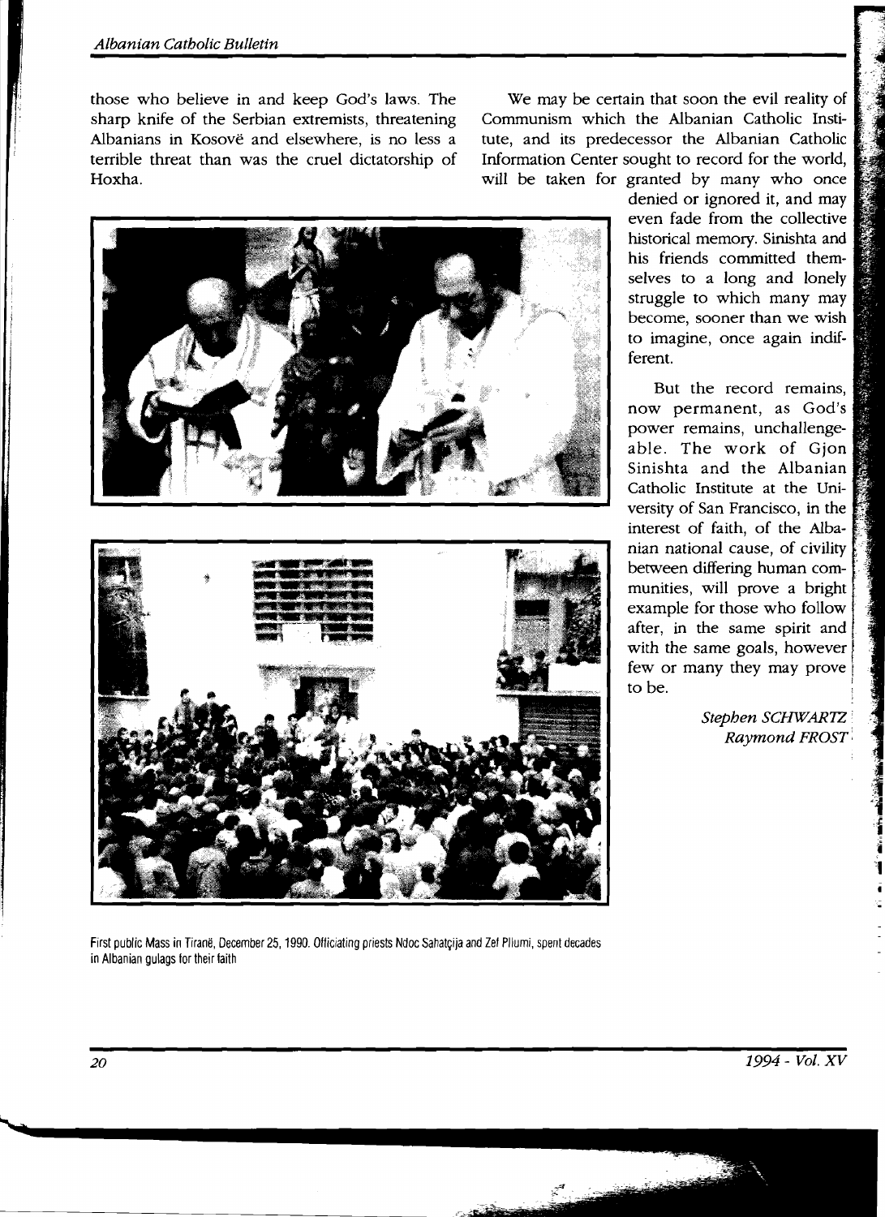those who believe in and keep God's laws. The sharp knife of the Serbian extremists, threatening Albanians in Kosovë and elsewhere, is no less a terrible threat than was the cruel dictatorship of Hoxha.

We may be certain that soon the evil reality of Communism which the Albanian Catholic Institute, and its predecessor the Albanian Catholic Information Center sought to record for the world, will be taken for granted by many who once denied or ignored it, and may even fade from the collective historical memory. Sinishta and his friends committed themselves to a long and lonely struggle to which many may become, sooner than we wish to imagine, once again indifferent.

But the record remains, now permanent, as God's power remains, unchallengeable. The work of Gjon Sinishta and the Albanian Catholic Institute at the University of San Francisco, in the interest of faith, of the Albanian national cause, of civility between differing human communities, will prove a bright example for those who follow after, in the same spirit and with the same goals, however few or many they may prove to be.

*Stephen SCHWARTZ*
*Raymond FROST*

First public Mass in Tiranë, December 25, 1990. Officiating priests Ndoc Sahatçija and Zef Pllumi, spent decades in Albanian gulags for their faith